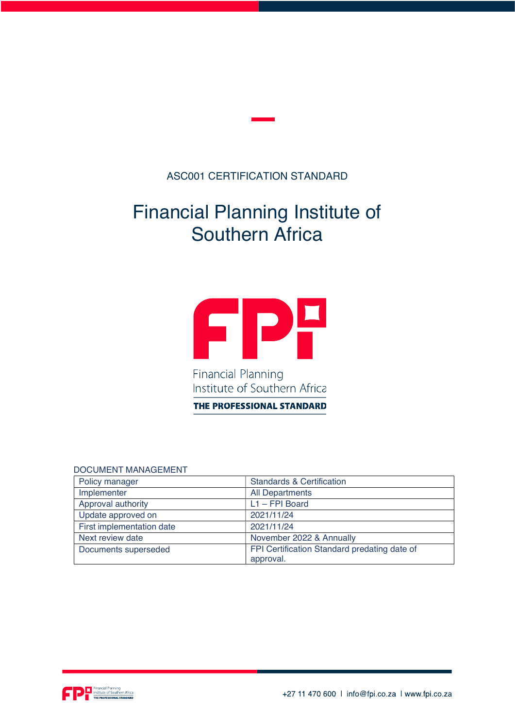ASC001 CERTIFICATION STANDARD

# Financial Planning Institute of Southern Africa

Financial Planning
Institute of Southern Africa

THE PROFESSIONAL STANDARD

DOCUMENT MANAGEMENT

| Policy manager | Standards & Certification |
|---|---|
| Implementer | All Departments |
| Approval authority | L1 – FPI Board |
| Update approved on | 2021/11/24 |
| First implementation date | 2021/11/24 |
| Next review date | November 2022 & Annually |
| Documents superseded | FPI Certification Standard predating date of approval. |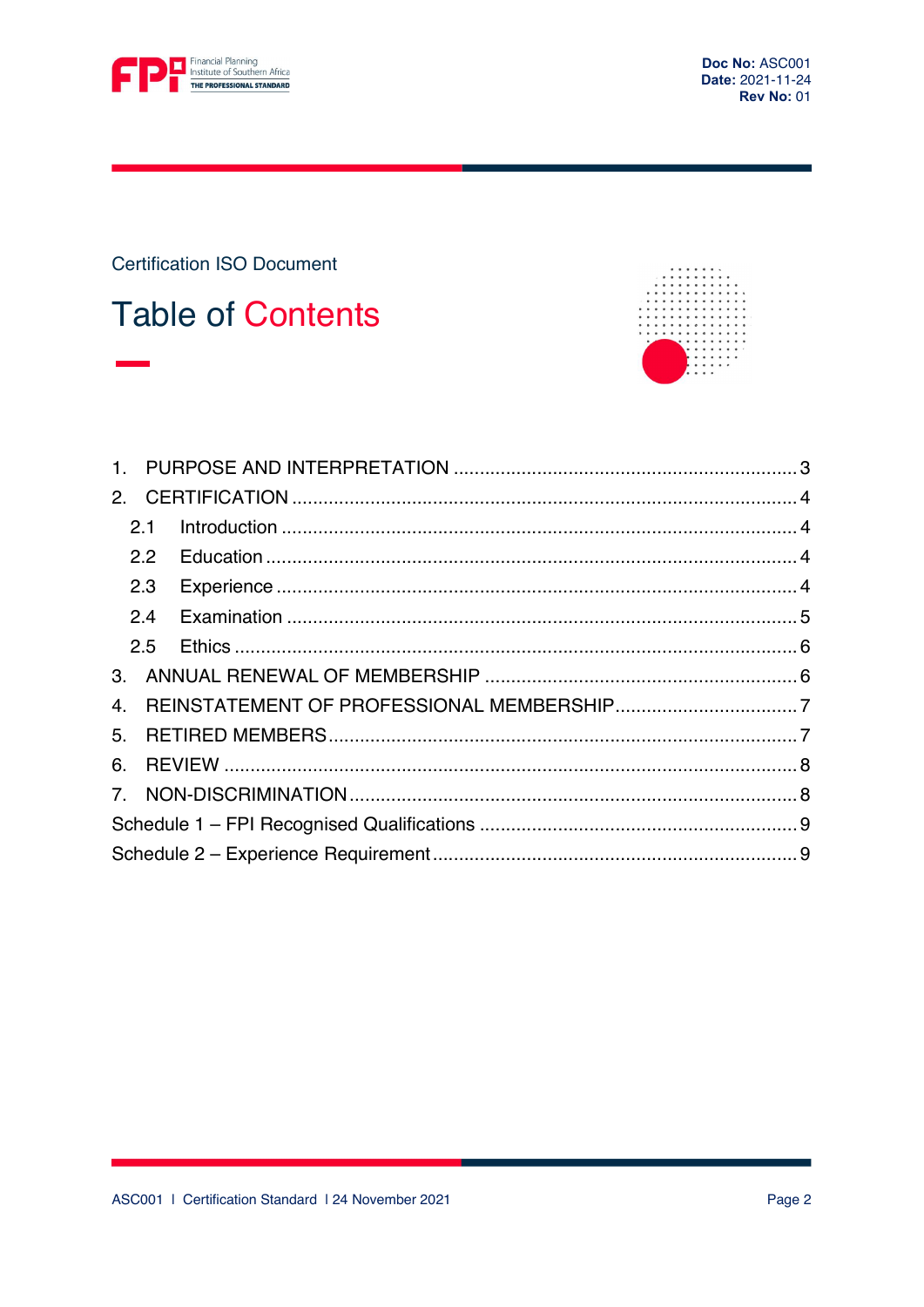Certification ISO Document

# Table of Contents

1. PURPOSE AND INTERPRETATION ..... 3
2. CERTIFICATION ..... 4
   - 2.1 Introduction ..... 4
   - 2.2 Education ..... 4
   - 2.3 Experience ..... 4
   - 2.4 Examination ..... 5
   - 2.5 Ethics ..... 6
3. ANNUAL RENEWAL OF MEMBERSHIP ..... 6
4. REINSTATEMENT OF PROFESSIONAL MEMBERSHIP ..... 7
5. RETIRED MEMBERS ..... 7
6. REVIEW ..... 8
7. NON-DISCRIMINATION ..... 8

Schedule 1 – FPI Recognised Qualifications ..... 9

Schedule 2 – Experience Requirement ..... 9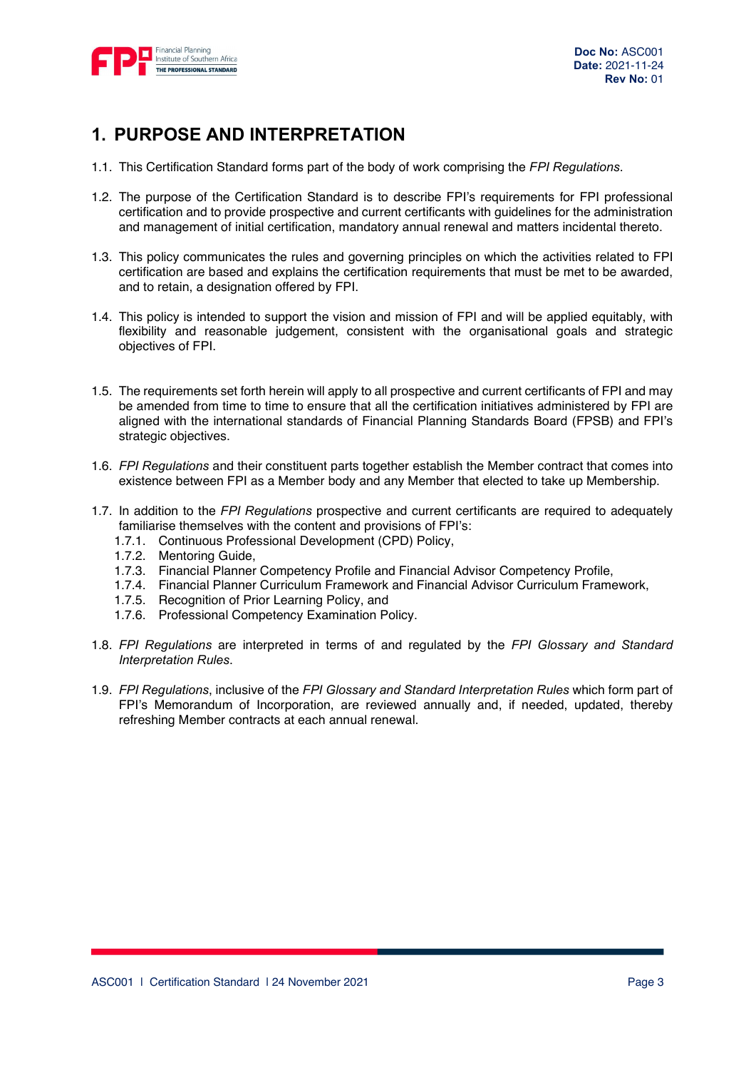# 1. PURPOSE AND INTERPRETATION

1.1. This Certification Standard forms part of the body of work comprising the *FPI Regulations*.

1.2. The purpose of the Certification Standard is to describe FPI's requirements for FPI professional certification and to provide prospective and current certificants with guidelines for the administration and management of initial certification, mandatory annual renewal and matters incidental thereto.

1.3. This policy communicates the rules and governing principles on which the activities related to FPI certification are based and explains the certification requirements that must be met to be awarded, and to retain, a designation offered by FPI.

1.4. This policy is intended to support the vision and mission of FPI and will be applied equitably, with flexibility and reasonable judgement, consistent with the organisational goals and strategic objectives of FPI.

1.5. The requirements set forth herein will apply to all prospective and current certificants of FPI and may be amended from time to time to ensure that all the certification initiatives administered by FPI are aligned with the international standards of Financial Planning Standards Board (FPSB) and FPI's strategic objectives.

1.6. *FPI Regulations* and their constituent parts together establish the Member contract that comes into existence between FPI as a Member body and any Member that elected to take up Membership.

1.7. In addition to the *FPI Regulations* prospective and current certificants are required to adequately familiarise themselves with the content and provisions of FPI's:

1.7.1. Continuous Professional Development (CPD) Policy,

1.7.2. Mentoring Guide,

1.7.3. Financial Planner Competency Profile and Financial Advisor Competency Profile,

1.7.4. Financial Planner Curriculum Framework and Financial Advisor Curriculum Framework,

1.7.5. Recognition of Prior Learning Policy, and

1.7.6. Professional Competency Examination Policy.

1.8. *FPI Regulations* are interpreted in terms of and regulated by the *FPI Glossary and Standard Interpretation Rules*.

1.9. *FPI Regulations*, inclusive of the *FPI Glossary and Standard Interpretation Rules* which form part of FPI's Memorandum of Incorporation, are reviewed annually and, if needed, updated, thereby refreshing Member contracts at each annual renewal.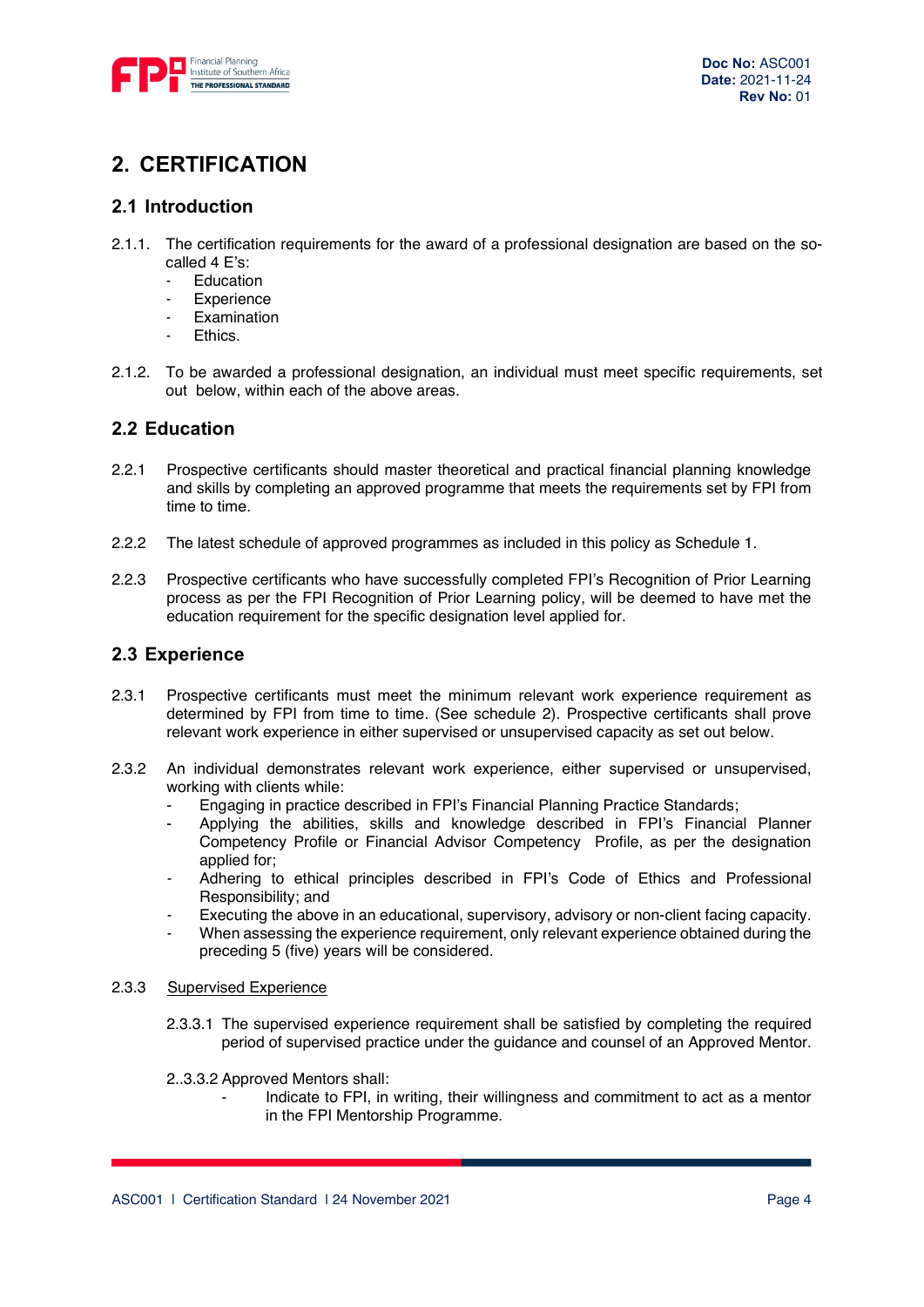## 2. CERTIFICATION

### 2.1 Introduction

2.1.1. The certification requirements for the award of a professional designation are based on the so-called 4 E's:
- Education
- Experience
- Examination
- Ethics.

2.1.2. To be awarded a professional designation, an individual must meet specific requirements, set out below, within each of the above areas.

### 2.2 Education

2.2.1 Prospective certificants should master theoretical and practical financial planning knowledge and skills by completing an approved programme that meets the requirements set by FPI from time to time.

2.2.2 The latest schedule of approved programmes as included in this policy as Schedule 1.

2.2.3 Prospective certificants who have successfully completed FPI's Recognition of Prior Learning process as per the FPI Recognition of Prior Learning policy, will be deemed to have met the education requirement for the specific designation level applied for.

### 2.3 Experience

2.3.1 Prospective certificants must meet the minimum relevant work experience requirement as determined by FPI from time to time. (See schedule 2). Prospective certificants shall prove relevant work experience in either supervised or unsupervised capacity as set out below.

2.3.2 An individual demonstrates relevant work experience, either supervised or unsupervised, working with clients while:
- Engaging in practice described in FPI's Financial Planning Practice Standards;
- Applying the abilities, skills and knowledge described in FPI's Financial Planner Competency Profile or Financial Advisor Competency Profile, as per the designation applied for;
- Adhering to ethical principles described in FPI's Code of Ethics and Professional Responsibility; and
- Executing the above in an educational, supervisory, advisory or non-client facing capacity.
- When assessing the experience requirement, only relevant experience obtained during the preceding 5 (five) years will be considered.

2.3.3 Supervised Experience

2.3.3.1 The supervised experience requirement shall be satisfied by completing the required period of supervised practice under the guidance and counsel of an Approved Mentor.

2..3.3.2 Approved Mentors shall:
- Indicate to FPI, in writing, their willingness and commitment to act as a mentor in the FPI Mentorship Programme.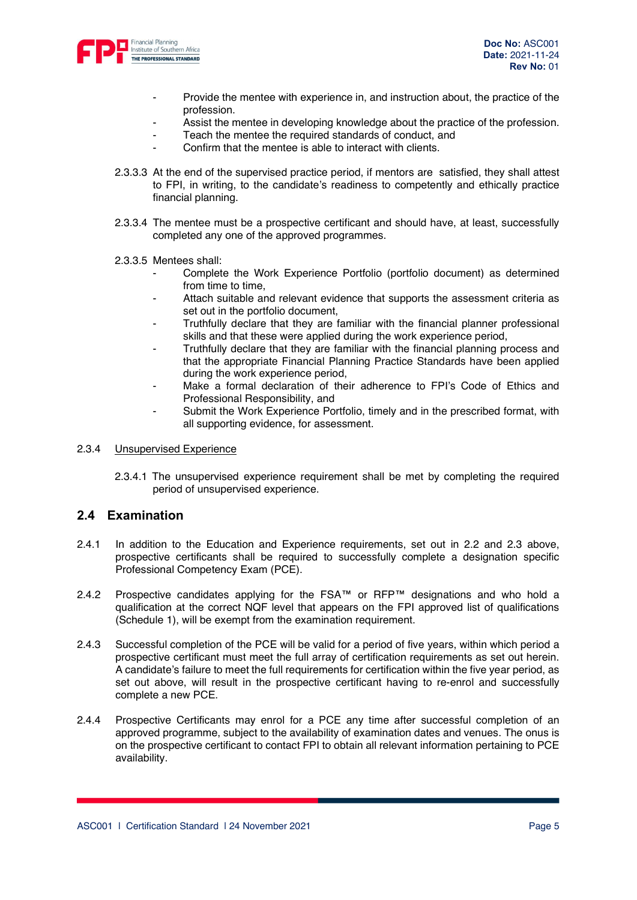- Provide the mentee with experience in, and instruction about, the practice of the profession.
- Assist the mentee in developing knowledge about the practice of the profession.
- Teach the mentee the required standards of conduct, and
- Confirm that the mentee is able to interact with clients.

2.3.3.3 At the end of the supervised practice period, if mentors are satisfied, they shall attest to FPI, in writing, to the candidate's readiness to competently and ethically practice financial planning.

2.3.3.4 The mentee must be a prospective certificant and should have, at least, successfully completed any one of the approved programmes.

2.3.3.5 Mentees shall:

- Complete the Work Experience Portfolio (portfolio document) as determined from time to time,
- Attach suitable and relevant evidence that supports the assessment criteria as set out in the portfolio document,
- Truthfully declare that they are familiar with the financial planner professional skills and that these were applied during the work experience period,
- Truthfully declare that they are familiar with the financial planning process and that the appropriate Financial Planning Practice Standards have been applied during the work experience period,
- Make a formal declaration of their adherence to FPI's Code of Ethics and Professional Responsibility, and
- Submit the Work Experience Portfolio, timely and in the prescribed format, with all supporting evidence, for assessment.

2.3.4 Unsupervised Experience

2.3.4.1 The unsupervised experience requirement shall be met by completing the required period of unsupervised experience.

## 2.4 Examination

2.4.1 In addition to the Education and Experience requirements, set out in 2.2 and 2.3 above, prospective certificants shall be required to successfully complete a designation specific Professional Competency Exam (PCE).

2.4.2 Prospective candidates applying for the FSA™ or RFP™ designations and who hold a qualification at the correct NQF level that appears on the FPI approved list of qualifications (Schedule 1), will be exempt from the examination requirement.

2.4.3 Successful completion of the PCE will be valid for a period of five years, within which period a prospective certificant must meet the full array of certification requirements as set out herein. A candidate's failure to meet the full requirements for certification within the five year period, as set out above, will result in the prospective certificant having to re-enrol and successfully complete a new PCE.

2.4.4 Prospective Certificants may enrol for a PCE any time after successful completion of an approved programme, subject to the availability of examination dates and venues. The onus is on the prospective certificant to contact FPI to obtain all relevant information pertaining to PCE availability.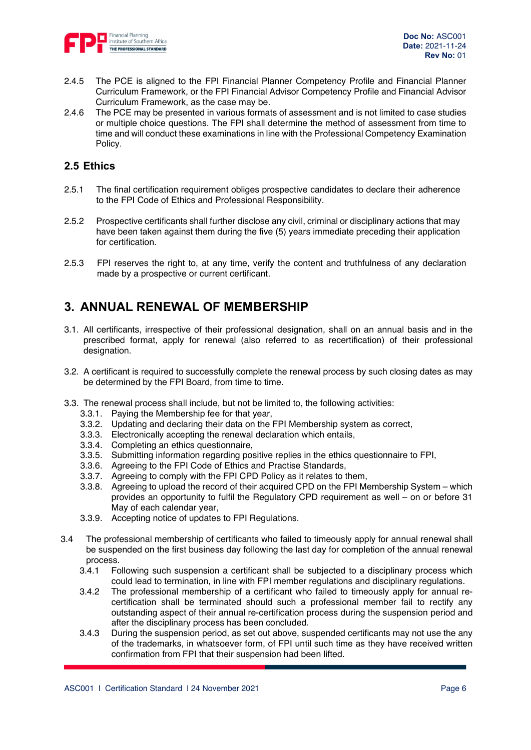2.4.5 The PCE is aligned to the FPI Financial Planner Competency Profile and Financial Planner Curriculum Framework, or the FPI Financial Advisor Competency Profile and Financial Advisor Curriculum Framework, as the case may be.

2.4.6 The PCE may be presented in various formats of assessment and is not limited to case studies or multiple choice questions. The FPI shall determine the method of assessment from time to time and will conduct these examinations in line with the Professional Competency Examination Policy.

## 2.5 Ethics

2.5.1 The final certification requirement obliges prospective candidates to declare their adherence to the FPI Code of Ethics and Professional Responsibility.

2.5.2 Prospective certificants shall further disclose any civil, criminal or disciplinary actions that may have been taken against them during the five (5) years immediate preceding their application for certification.

2.5.3 FPI reserves the right to, at any time, verify the content and truthfulness of any declaration made by a prospective or current certificant.

# 3. ANNUAL RENEWAL OF MEMBERSHIP

3.1. All certificants, irrespective of their professional designation, shall on an annual basis and in the prescribed format, apply for renewal (also referred to as recertification) of their professional designation.

3.2. A certificant is required to successfully complete the renewal process by such closing dates as may be determined by the FPI Board, from time to time.

3.3. The renewal process shall include, but not be limited to, the following activities:

- 3.3.1. Paying the Membership fee for that year,
- 3.3.2. Updating and declaring their data on the FPI Membership system as correct,
- 3.3.3. Electronically accepting the renewal declaration which entails,
- 3.3.4. Completing an ethics questionnaire,
- 3.3.5. Submitting information regarding positive replies in the ethics questionnaire to FPI,
- 3.3.6. Agreeing to the FPI Code of Ethics and Practise Standards,
- 3.3.7. Agreeing to comply with the FPI CPD Policy as it relates to them,
- 3.3.8. Agreeing to upload the record of their acquired CPD on the FPI Membership System – which provides an opportunity to fulfil the Regulatory CPD requirement as well – on or before 31 May of each calendar year,
- 3.3.9. Accepting notice of updates to FPI Regulations.

3.4 The professional membership of certificants who failed to timeously apply for annual renewal shall be suspended on the first business day following the last day for completion of the annual renewal process.

- 3.4.1 Following such suspension a certificant shall be subjected to a disciplinary process which could lead to termination, in line with FPI member regulations and disciplinary regulations.
- 3.4.2 The professional membership of a certificant who failed to timeously apply for annual re-certification shall be terminated should such a professional member fail to rectify any outstanding aspect of their annual re-certification process during the suspension period and after the disciplinary process has been concluded.
- 3.4.3 During the suspension period, as set out above, suspended certificants may not use the any of the trademarks, in whatsoever form, of FPI until such time as they have received written confirmation from FPI that their suspension had been lifted.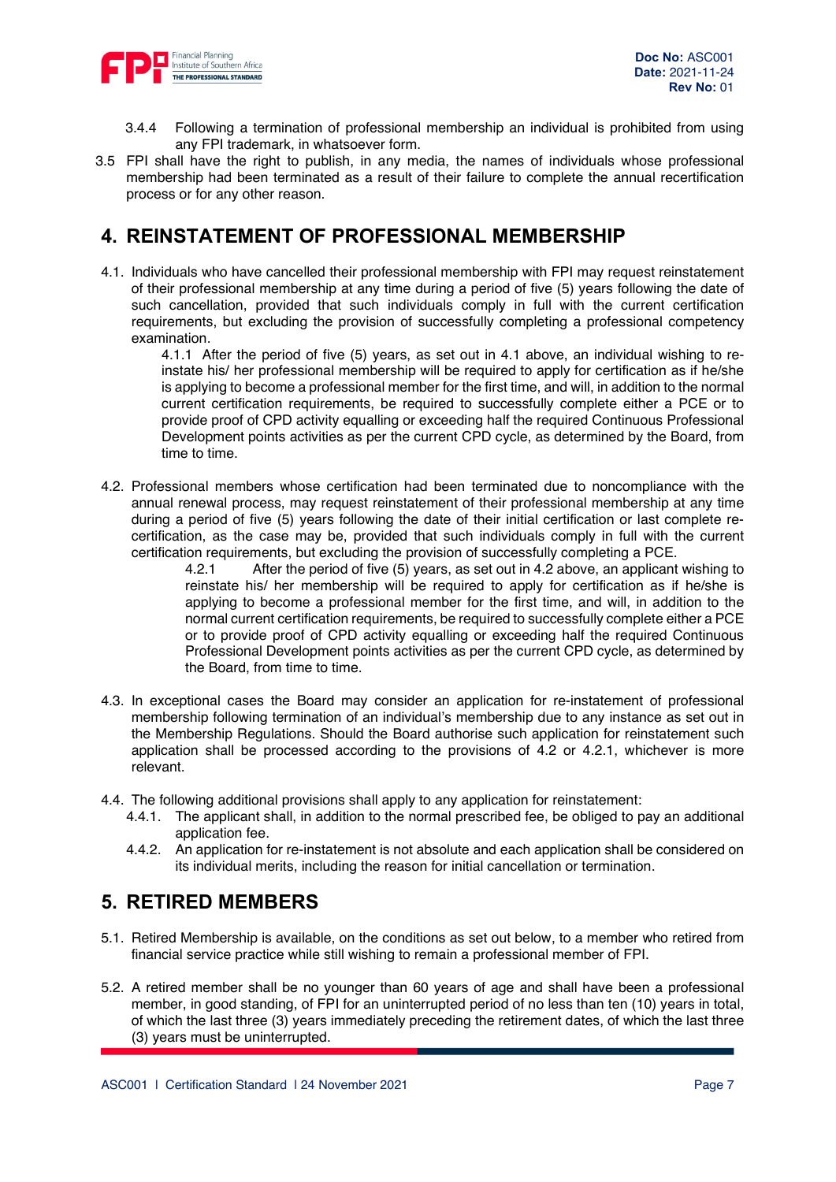3.4.4 Following a termination of professional membership an individual is prohibited from using any FPI trademark, in whatsoever form.

3.5 FPI shall have the right to publish, in any media, the names of individuals whose professional membership had been terminated as a result of their failure to complete the annual recertification process or for any other reason.

## 4. REINSTATEMENT OF PROFESSIONAL MEMBERSHIP

4.1. Individuals who have cancelled their professional membership with FPI may request reinstatement of their professional membership at any time during a period of five (5) years following the date of such cancellation, provided that such individuals comply in full with the current certification requirements, but excluding the provision of successfully completing a professional competency examination.

4.1.1 After the period of five (5) years, as set out in 4.1 above, an individual wishing to re-instate his/ her professional membership will be required to apply for certification as if he/she is applying to become a professional member for the first time, and will, in addition to the normal current certification requirements, be required to successfully complete either a PCE or to provide proof of CPD activity equalling or exceeding half the required Continuous Professional Development points activities as per the current CPD cycle, as determined by the Board, from time to time.

4.2. Professional members whose certification had been terminated due to noncompliance with the annual renewal process, may request reinstatement of their professional membership at any time during a period of five (5) years following the date of their initial certification or last complete re-certification, as the case may be, provided that such individuals comply in full with the current certification requirements, but excluding the provision of successfully completing a PCE.

4.2.1 After the period of five (5) years, as set out in 4.2 above, an applicant wishing to reinstate his/ her membership will be required to apply for certification as if he/she is applying to become a professional member for the first time, and will, in addition to the normal current certification requirements, be required to successfully complete either a PCE or to provide proof of CPD activity equalling or exceeding half the required Continuous Professional Development points activities as per the current CPD cycle, as determined by the Board, from time to time.

4.3. In exceptional cases the Board may consider an application for re-instatement of professional membership following termination of an individual's membership due to any instance as set out in the Membership Regulations. Should the Board authorise such application for reinstatement such application shall be processed according to the provisions of 4.2 or 4.2.1, whichever is more relevant.

4.4. The following additional provisions shall apply to any application for reinstatement:

4.4.1. The applicant shall, in addition to the normal prescribed fee, be obliged to pay an additional application fee.

4.4.2. An application for re-instatement is not absolute and each application shall be considered on its individual merits, including the reason for initial cancellation or termination.

## 5. RETIRED MEMBERS

5.1. Retired Membership is available, on the conditions as set out below, to a member who retired from financial service practice while still wishing to remain a professional member of FPI.

5.2. A retired member shall be no younger than 60 years of age and shall have been a professional member, in good standing, of FPI for an uninterrupted period of no less than ten (10) years in total, of which the last three (3) years immediately preceding the retirement dates, of which the last three (3) years must be uninterrupted.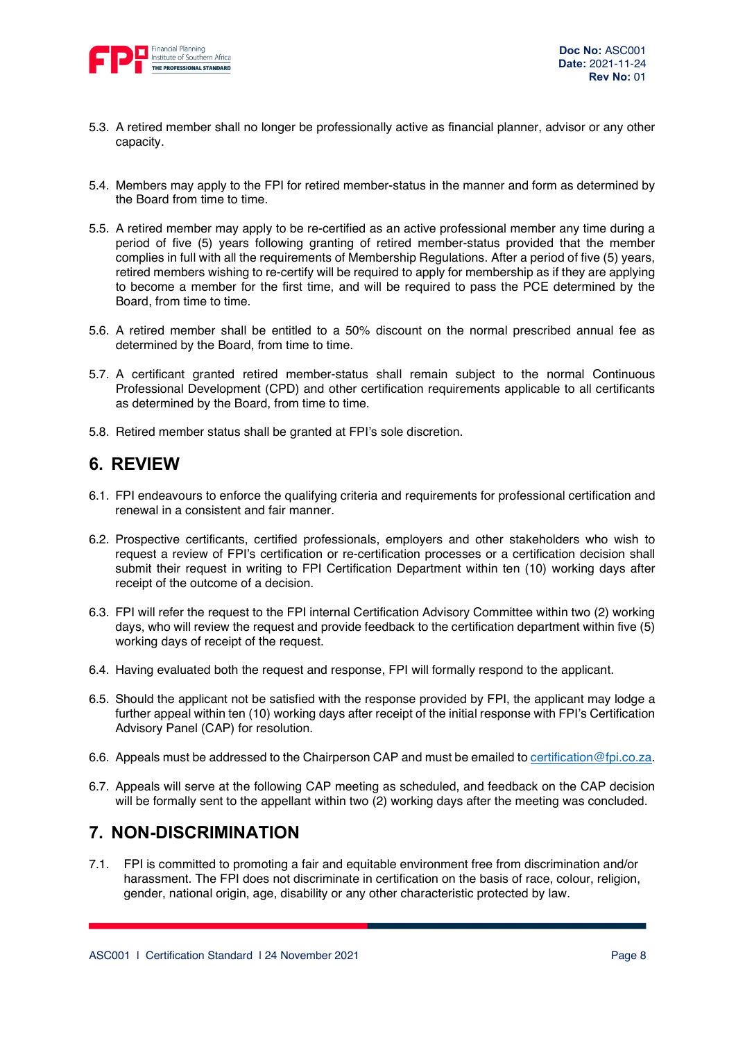5.3. A retired member shall no longer be professionally active as financial planner, advisor or any other capacity.

5.4. Members may apply to the FPI for retired member-status in the manner and form as determined by the Board from time to time.

5.5. A retired member may apply to be re-certified as an active professional member any time during a period of five (5) years following granting of retired member-status provided that the member complies in full with all the requirements of Membership Regulations. After a period of five (5) years, retired members wishing to re-certify will be required to apply for membership as if they are applying to become a member for the first time, and will be required to pass the PCE determined by the Board, from time to time.

5.6. A retired member shall be entitled to a 50% discount on the normal prescribed annual fee as determined by the Board, from time to time.

5.7. A certificant granted retired member-status shall remain subject to the normal Continuous Professional Development (CPD) and other certification requirements applicable to all certificants as determined by the Board, from time to time.

5.8. Retired member status shall be granted at FPI's sole discretion.

## 6. REVIEW

6.1. FPI endeavours to enforce the qualifying criteria and requirements for professional certification and renewal in a consistent and fair manner.

6.2. Prospective certificants, certified professionals, employers and other stakeholders who wish to request a review of FPI's certification or re-certification processes or a certification decision shall submit their request in writing to FPI Certification Department within ten (10) working days after receipt of the outcome of a decision.

6.3. FPI will refer the request to the FPI internal Certification Advisory Committee within two (2) working days, who will review the request and provide feedback to the certification department within five (5) working days of receipt of the request.

6.4. Having evaluated both the request and response, FPI will formally respond to the applicant.

6.5. Should the applicant not be satisfied with the response provided by FPI, the applicant may lodge a further appeal within ten (10) working days after receipt of the initial response with FPI's Certification Advisory Panel (CAP) for resolution.

6.6. Appeals must be addressed to the Chairperson CAP and must be emailed to certification@fpi.co.za.

6.7. Appeals will serve at the following CAP meeting as scheduled, and feedback on the CAP decision will be formally sent to the appellant within two (2) working days after the meeting was concluded.

## 7. NON-DISCRIMINATION

7.1. FPI is committed to promoting a fair and equitable environment free from discrimination and/or harassment. The FPI does not discriminate in certification on the basis of race, colour, religion, gender, national origin, age, disability or any other characteristic protected by law.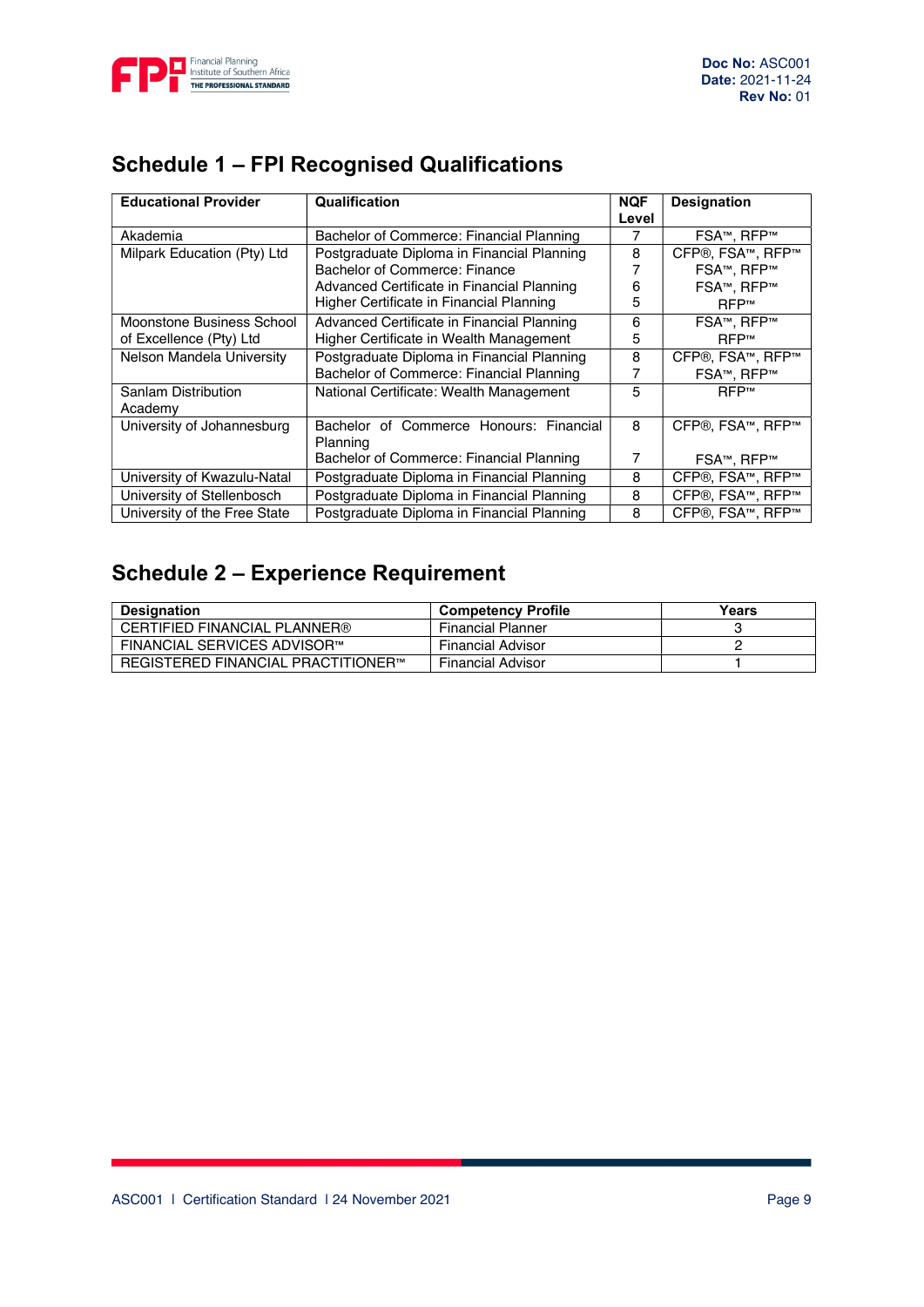## Schedule 1 – FPI Recognised Qualifications

| Educational Provider | Qualification | NQF Level | Designation |
|---|---|---|---|
| Akademia | Bachelor of Commerce: Financial Planning | 7 | FSA™, RFP™ |
| Milpark Education (Pty) Ltd | Postgraduate Diploma in Financial Planning<br>Bachelor of Commerce: Finance<br>Advanced Certificate in Financial Planning<br>Higher Certificate in Financial Planning | 8<br>7<br>6<br>5 | CFP®, FSA™, RFP™<br>FSA™, RFP™<br>FSA™, RFP™<br>RFP™ |
| Moonstone Business School of Excellence (Pty) Ltd | Advanced Certificate in Financial Planning<br>Higher Certificate in Wealth Management | 6<br>5 | FSA™, RFP™<br>RFP™ |
| Nelson Mandela University | Postgraduate Diploma in Financial Planning<br>Bachelor of Commerce: Financial Planning | 8<br>7 | CFP®, FSA™, RFP™<br>FSA™, RFP™ |
| Sanlam Distribution Academy | National Certificate: Wealth Management | 5 | RFP™ |
| University of Johannesburg | Bachelor of Commerce Honours: Financial Planning<br>Bachelor of Commerce: Financial Planning | 8<br>7 | CFP®, FSA™, RFP™<br>FSA™, RFP™ |
| University of Kwazulu-Natal | Postgraduate Diploma in Financial Planning | 8 | CFP®, FSA™, RFP™ |
| University of Stellenbosch | Postgraduate Diploma in Financial Planning | 8 | CFP®, FSA™, RFP™ |
| University of the Free State | Postgraduate Diploma in Financial Planning | 8 | CFP®, FSA™, RFP™ |

## Schedule 2 – Experience Requirement

| Designation | Competency Profile | Years |
|---|---|---|
| CERTIFIED FINANCIAL PLANNER® | Financial Planner | 3 |
| FINANCIAL SERVICES ADVISOR™ | Financial Advisor | 2 |
| REGISTERED FINANCIAL PRACTITIONER™ | Financial Advisor | 1 |